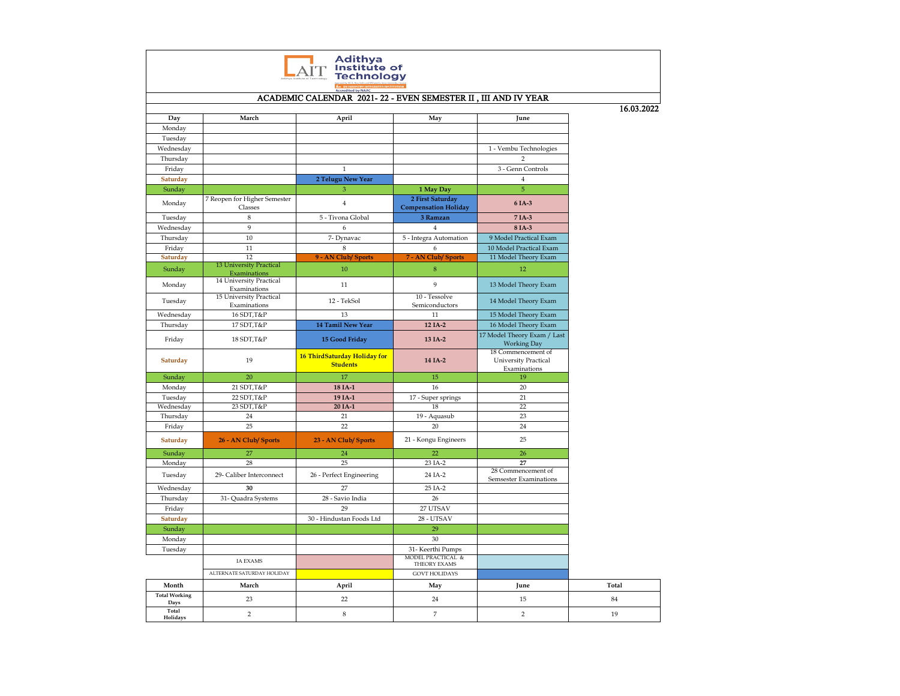# Adithya Institute of Technology

Accredited by NAAC

## ACADEMIC CALENDAR 2021- 22 - EVEN SEMESTER II , III AND IV YEAR

16.03.2022

| Day | March | April | May | June |
|---|---|---|---|---|
| Monday | | | | |
| Tuesday | | | | |
| Wednesday | | | | 1 - Vembu Technologies |
| Thursday | | | | 2 |
| Friday | | 1 | | 3 - Genn Controls |
| Saturday | | 2 Telugu New Year | | 4 |
| Sunday | | 3 | 1 May Day | 5 |
| Monday | 7 Reopen for Higher Semester Classes | 4 | 2 First Saturday Compensation Holiday | 6 IA-3 |
| Tuesday | 8 | 5 - Tivona Global | 3 Ramzan | 7 IA-3 |
| Wednesday | 9 | 6 | 4 | 8 IA-3 |
| Thursday | 10 | 7- Dynavac | 5 - Integra Automation | 9 Model Practical Exam |
| Friday | 11 | 8 | 6 | 10 Model Practical Exam |
| Saturday | 12 | 9 - AN Club/ Sports | 7 - AN Club/ Sports | 11 Model Theory Exam |
| Sunday | 13 University Practical Examinations | 10 | 8 | 12 |
| Monday | 14 University Practical Examinations | 11 | 9 | 13 Model Theory Exam |
| Tuesday | 15 University Practical Examinations | 12 - TekSol | 10 - Tessolve Semiconductors | 14 Model Theory Exam |
| Wednesday | 16 SDT,T&P | 13 | 11 | 15 Model Theory Exam |
| Thursday | 17 SDT,T&P | 14 Tamil New Year | 12 IA-2 | 16 Model Theory Exam |
| Friday | 18 SDT,T&P | 15 Good Friday | 13 IA-2 | 17 Model Theory Exam / Last Working Day |
| Saturday | 19 | 16 ThirdSaturday Holiday for Students | 14 IA-2 | 18 Commencement of University Practical Examinations |
| Sunday | 20 | 17 | 15 | 19 |
| Monday | 21 SDT,T&P | 18 IA-1 | 16 | 20 |
| Tuesday | 22 SDT,T&P | 19 IA-1 | 17 - Super springs | 21 |
| Wednesday | 23 SDT,T&P | 20 IA-1 | 18 | 22 |
| Thursday | 24 | 21 | 19 - Aquasub | 23 |
| Friday | 25 | 22 | 20 | 24 |
| Saturday | 26 - AN Club/ Sports | 23 - AN Club/ Sports | 21 - Kongu Engineers | 25 |
| Sunday | 27 | 24 | 22 | 26 |
| Monday | 28 | 25 | 23 IA-2 | 27 |
| Tuesday | 29- Caliber Interconnect | 26 - Perfect Engineering | 24 IA-2 | 28 Commencement of Semsester Examinations |
| Wednesday | 30 | 27 | 25 IA-2 | |
| Thursday | 31- Quadra Systems | 28 - Savio India | 26 | |
| Friday | | 29 | 27 UTSAV | |
| Saturday | | 30 - Hindustan Foods Ltd | 28 - UTSAV | |
| Sunday | | | 29 | |
| Monday | | | 30 | |
| Tuesday | | | 31- Keerthi Pumps | |

| Legend | | | |
|---|---|---|---|
| IA EXAMS | (pink) | MODEL PRACTICAL & THEORY EXAMS | (light blue) |
| ALTERNATE SATURDAY HOLIDAY | (yellow) | GOVT HOLIDAYS | (blue) |

| Month | March | April | May | June | Total |
|---|---|---|---|---|---|
| Total Working Days | 23 | 22 | 24 | 15 | 84 |
| Total Holidays | 2 | 8 | 7 | 2 | 19 |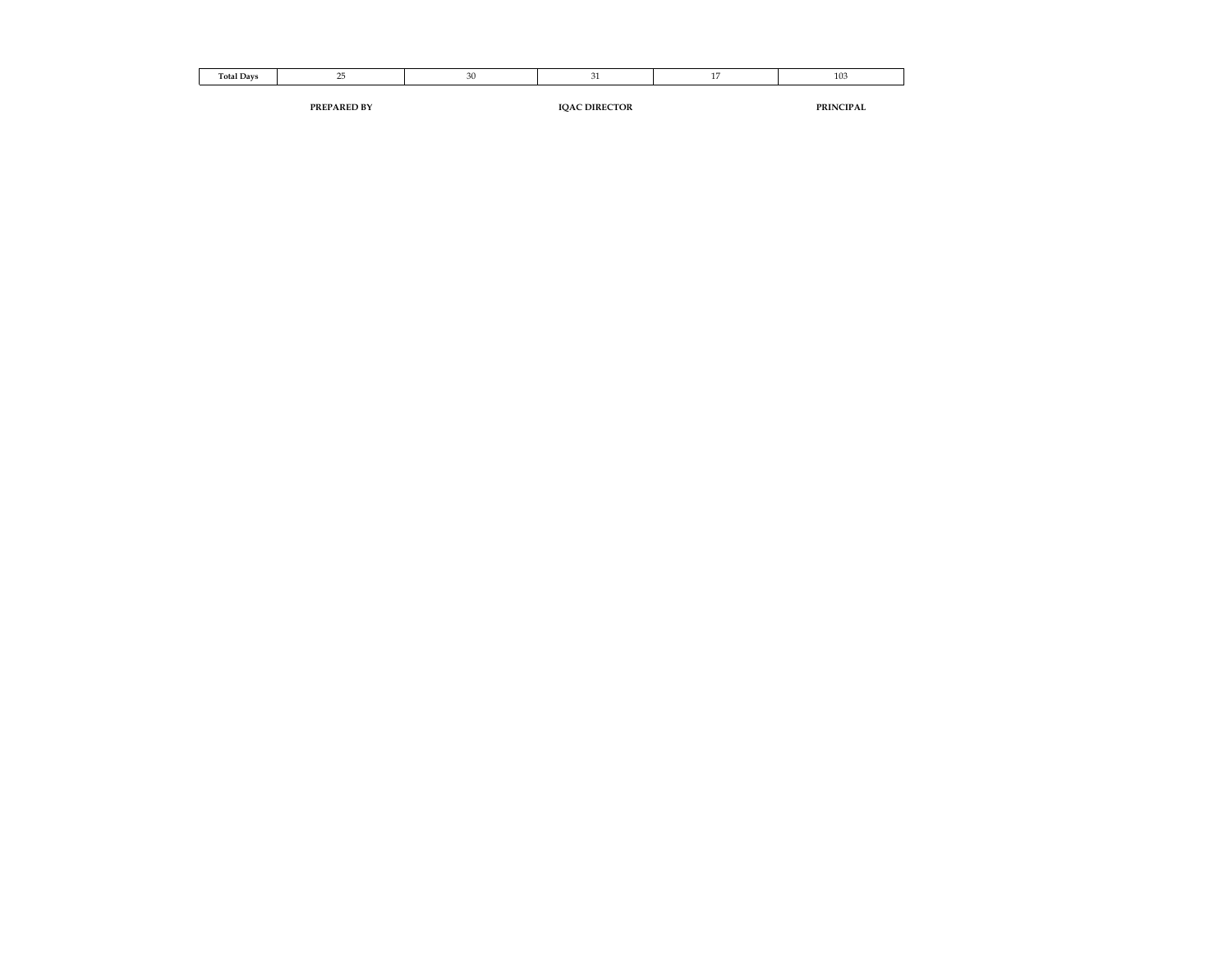| | | | | | |
|---|---|---|---|---|---|
| **Total Days** | 25 | 30 | 31 | 17 | 103 |

**PREPARED BY** **IQAC DIRECTOR** **PRINCIPAL**